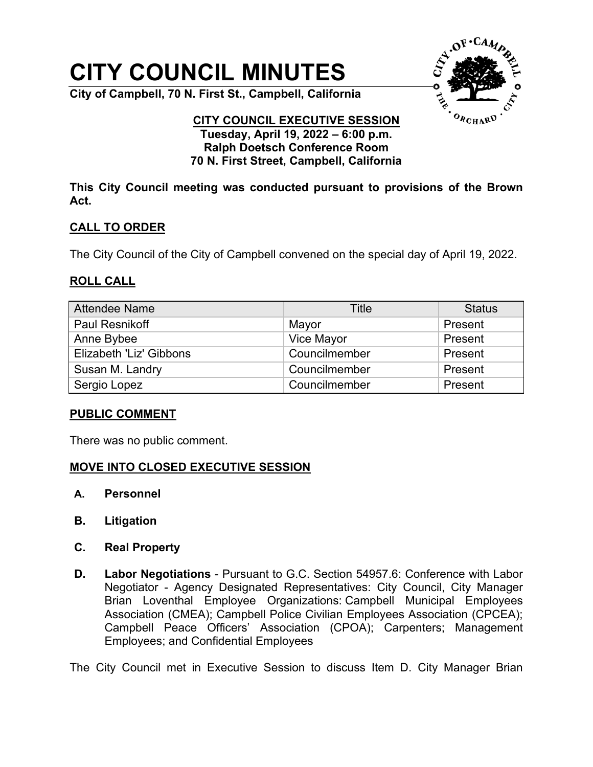# CITY COUNCIL MINUTES

**City of Campbell, 70 N. First St., Campbell, California**

**CITY COUNCIL EXECUTIVE SESSION**
**Tuesday, April 19, 2022 – 6:00 p.m.**
**Ralph Doetsch Conference Room**
**70 N. First Street, Campbell, California**

**This City Council meeting was conducted pursuant to provisions of the Brown Act.**

## CALL TO ORDER

The City Council of the City of Campbell convened on the special day of April 19, 2022.

## ROLL CALL

| Attendee Name | Title | Status |
|---|---|---|
| Paul Resnikoff | Mayor | Present |
| Anne Bybee | Vice Mayor | Present |
| Elizabeth 'Liz' Gibbons | Councilmember | Present |
| Susan M. Landry | Councilmember | Present |
| Sergio Lopez | Councilmember | Present |

## PUBLIC COMMENT

There was no public comment.

## MOVE INTO CLOSED EXECUTIVE SESSION

**A. Personnel**

**B. Litigation**

**C. Real Property**

**D. Labor Negotiations** - Pursuant to G.C. Section 54957.6: Conference with Labor Negotiator - Agency Designated Representatives: City Council, City Manager Brian Loventhal Employee Organizations: Campbell Municipal Employees Association (CMEA); Campbell Police Civilian Employees Association (CPCEA); Campbell Peace Officers' Association (CPOA); Carpenters; Management Employees; and Confidential Employees

The City Council met in Executive Session to discuss Item D. City Manager Brian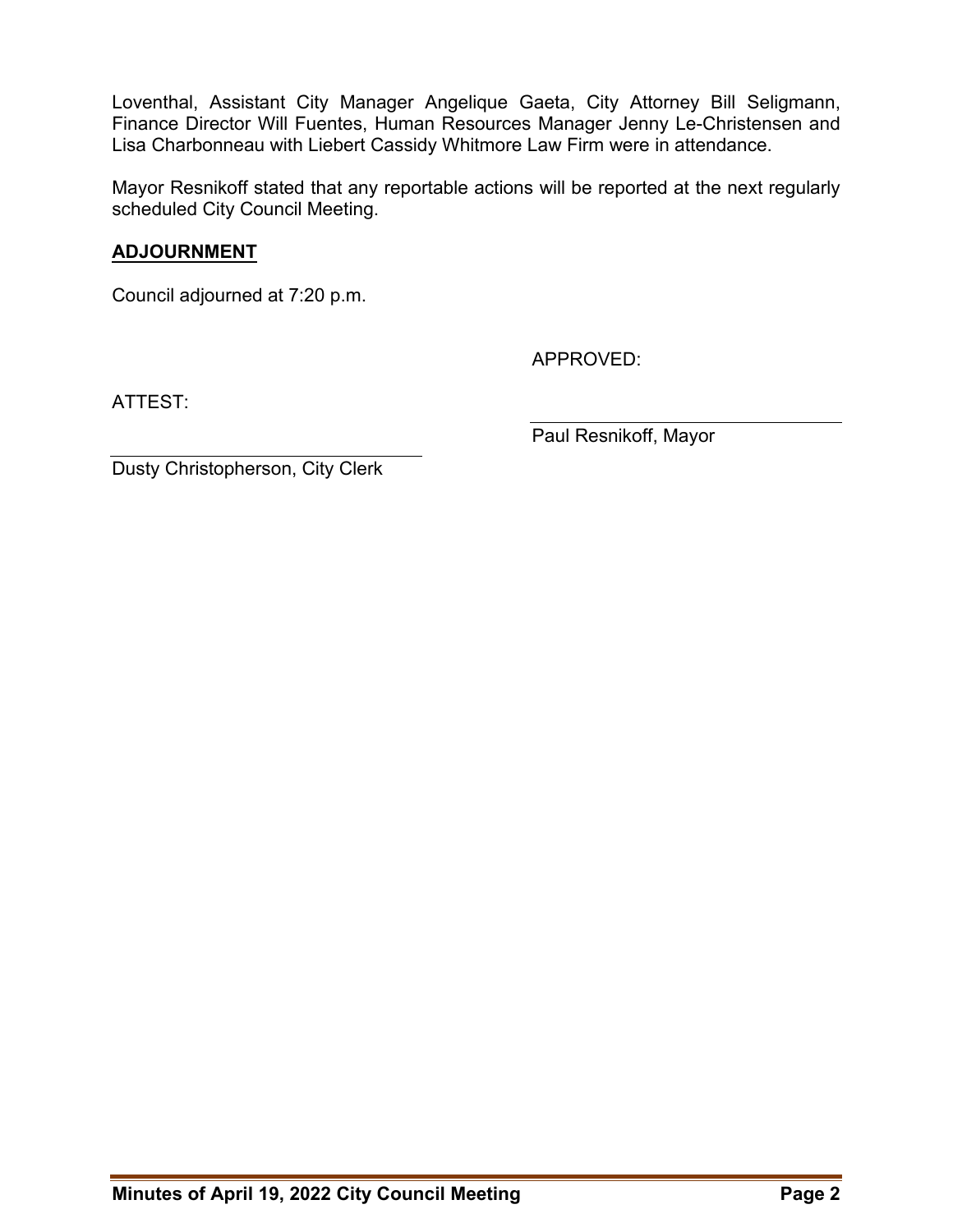Loventhal, Assistant City Manager Angelique Gaeta, City Attorney Bill Seligmann, Finance Director Will Fuentes, Human Resources Manager Jenny Le-Christensen and Lisa Charbonneau with Liebert Cassidy Whitmore Law Firm were in attendance.

Mayor Resnikoff stated that any reportable actions will be reported at the next regularly scheduled City Council Meeting.

**ADJOURNMENT**

Council adjourned at 7:20 p.m.

APPROVED:

ATTEST:

Paul Resnikoff, Mayor

Dusty Christopherson, City Clerk